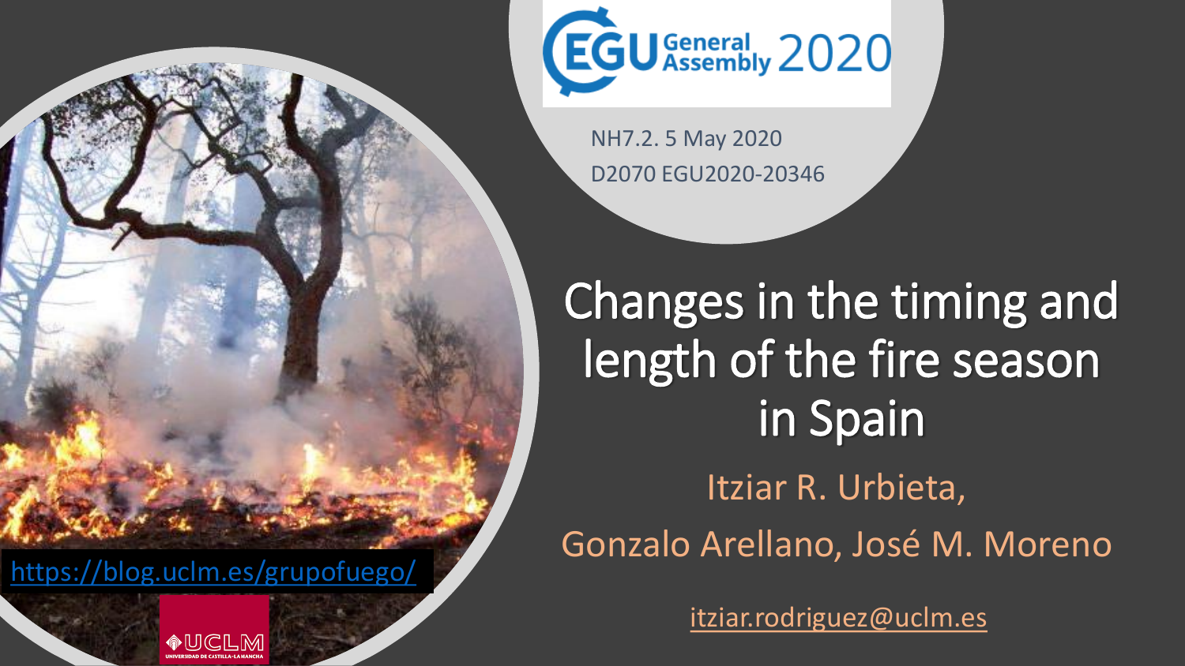EGU General Assembly 2020

NH7.2. 5 May 2020

D2070 EGU2020-20346

# Changes in the timing and length of the fire season in Spain

Itziar R. Urbieta,

Gonzalo Arellano, José M. Moreno

itziar.rodriguez@uclm.es

https://blog.uclm.es/grupofuego/

UCLM

UNIVERSIDAD DE CASTILLA-LA MANCHA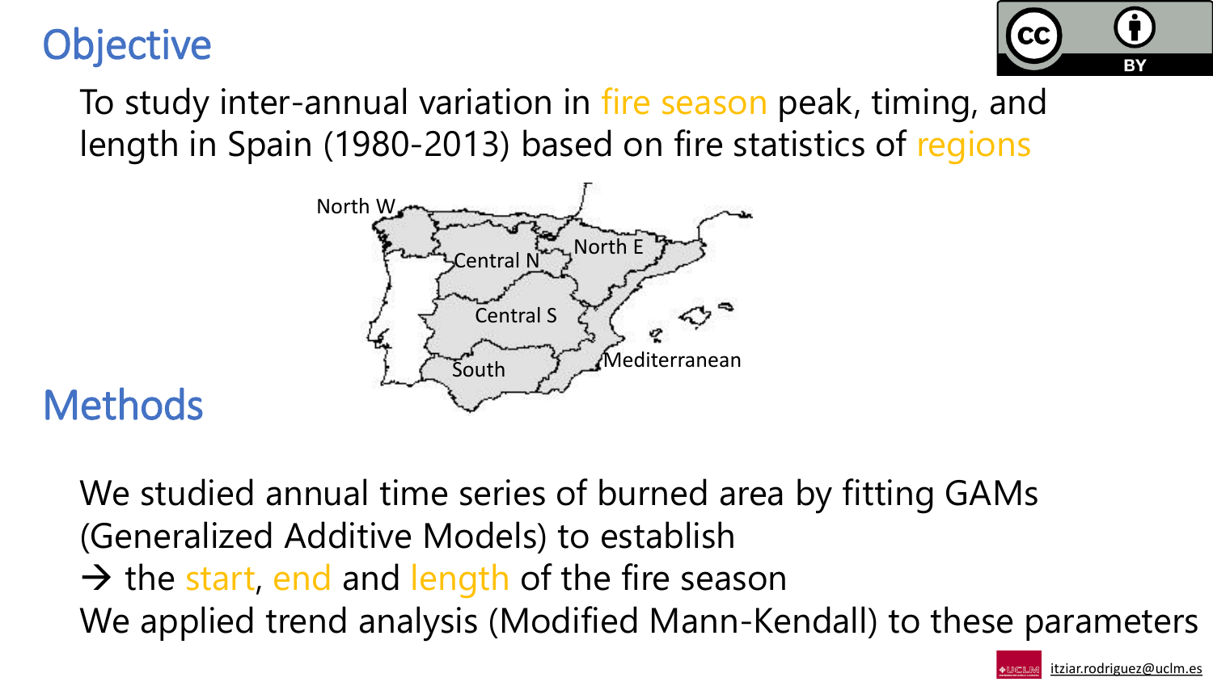# Objective

To study inter-annual variation in fire season peak, timing, and length in Spain (1980-2013) based on fire statistics of regions

North W

Central N

North E

Central S

South

Mediterranean

# Methods

We studied annual time series of burned area by fitting GAMs (Generalized Additive Models) to establish

→ the start, end and length of the fire season

We applied trend analysis (Modified Mann-Kendall) to these parameters

itziar.rodriguez@uclm.es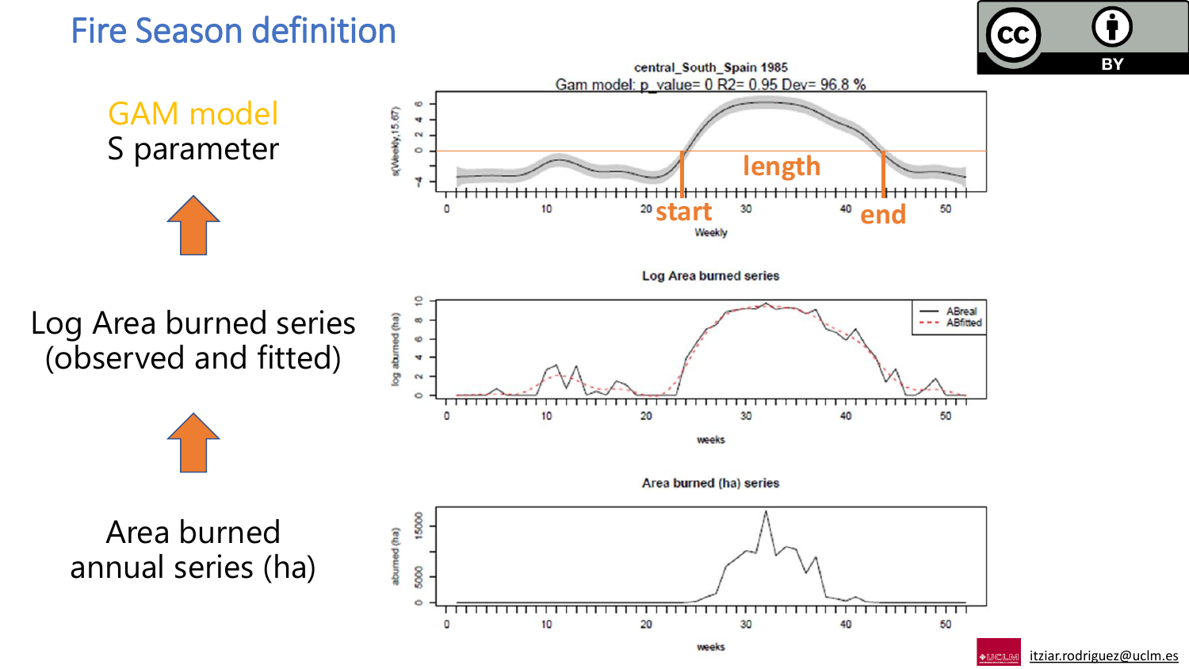# Fire Season definition

GAM model
S parameter

Log Area burned series (observed and fitted)

Area burned annual series (ha)

central_South_Spain 1985
Gam model: p_value= 0 R2= 0.95 Dev= 96.8 %

length

start

end

Log Area burned series

Area burned (ha) series

itziar.rodriguez@uclm.es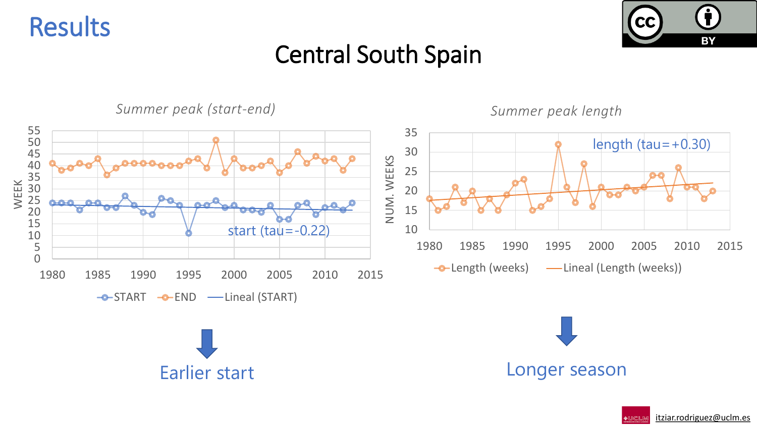# Results

## Central South Spain

*Summer peak (start-end)*

start (tau=-0.22)

START — END — Lineal (START)

**Earlier start**

*Summer peak length*

length (tau=+0.30)

Length (weeks) — Lineal (Length (weeks))

**Longer season**

itziar.rodriguez@uclm.es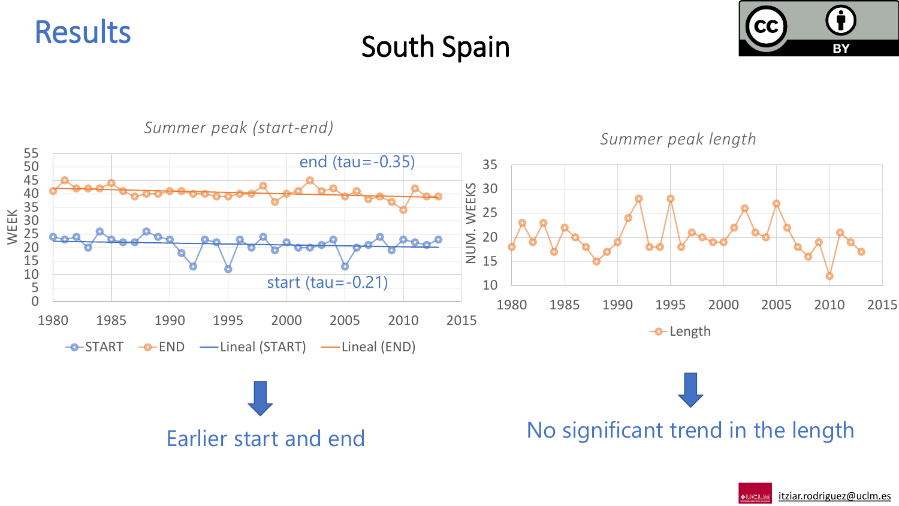# Results

## South Spain

*Summer peak (start-end)*

end (tau=-0.35)

start (tau=-0.21)

Earlier start and end

*Summer peak length*

No significant trend in the length

itziar.rodriguez@uclm.es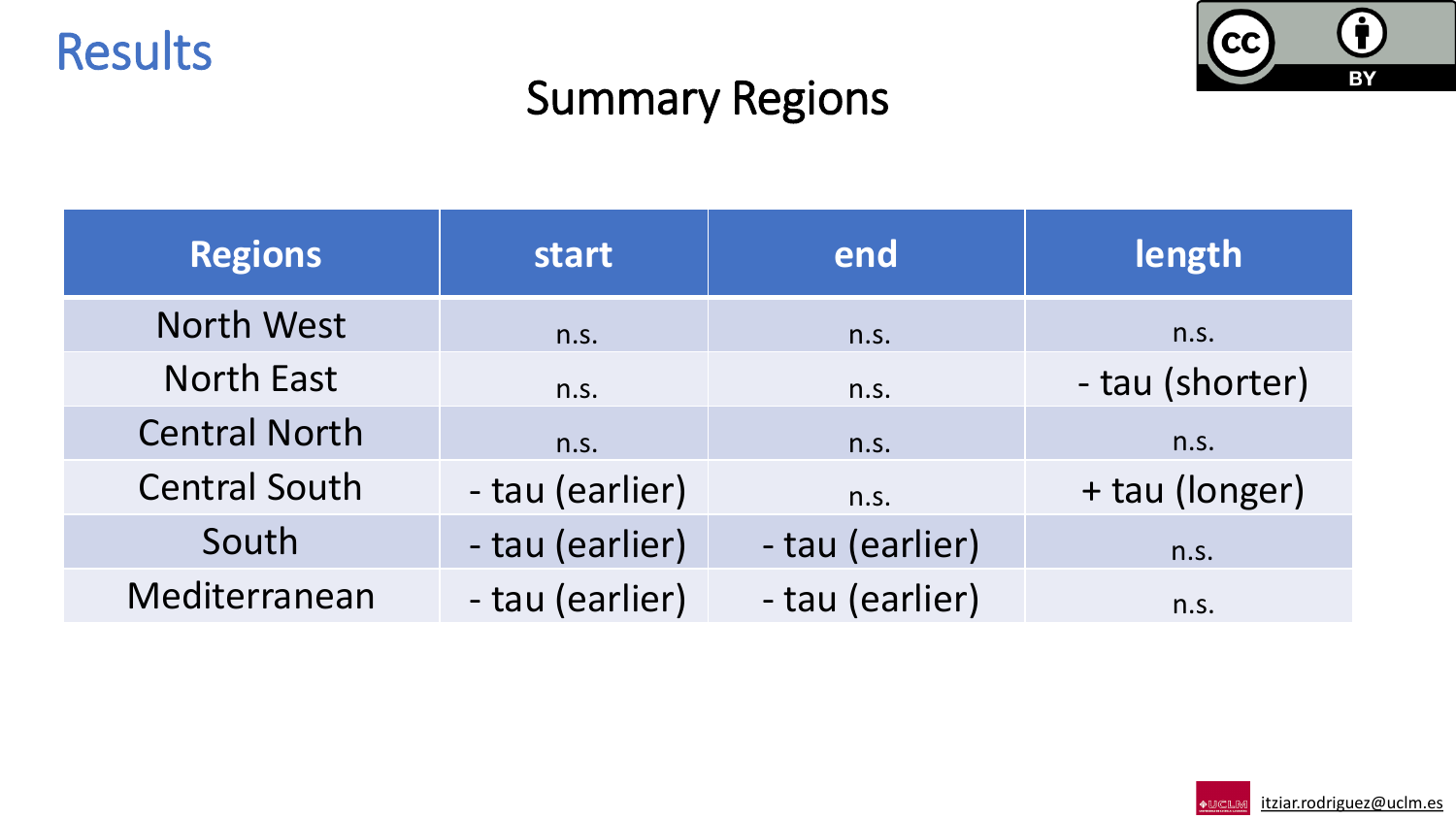# Results

## Summary Regions

| Regions | start | end | length |
|---|---|---|---|
| North West | n.s. | n.s. | n.s. |
| North East | n.s. | n.s. | - tau (shorter) |
| Central North | n.s. | n.s. | n.s. |
| Central South | - tau (earlier) | n.s. | + tau (longer) |
| South | - tau (earlier) | - tau (earlier) | n.s. |
| Mediterranean | - tau (earlier) | - tau (earlier) | n.s. |

itziar.rodriguez@uclm.es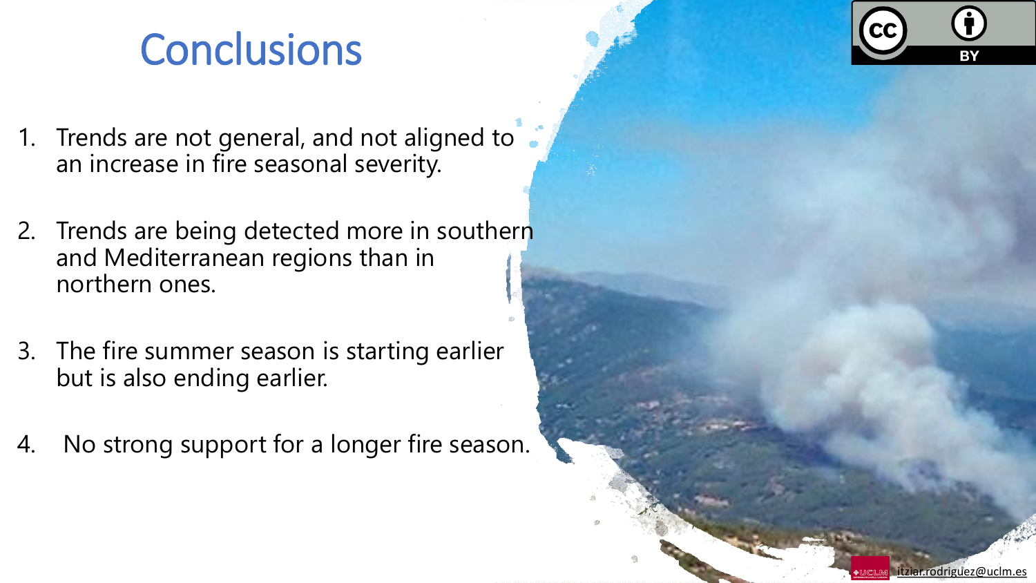# Conclusions

1. Trends are not general, and not aligned to an increase in fire seasonal severity.

2. Trends are being detected more in southern and Mediterranean regions than in northern ones.

3. The fire summer season is starting earlier but is also ending earlier.

4. No strong support for a longer fire season.

itziar.rodriguez@uclm.es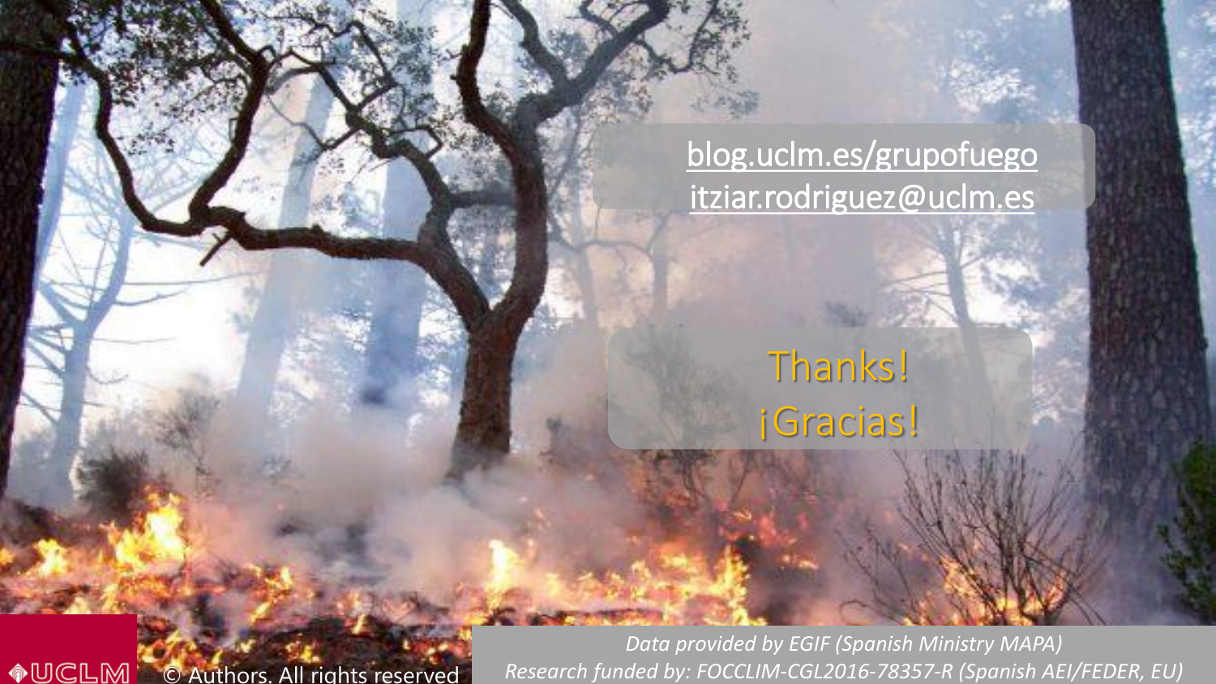blog.uclm.es/grupofuego

itziar.rodriguez@uclm.es

Thanks!

¡Gracias!

UCLM © Authors. All rights reserved

*Data provided by EGIF (Spanish Ministry MAPA)*

*Research funded by: FOCCLIM-CGL2016-78357-R (Spanish AEI/FEDER, EU)*